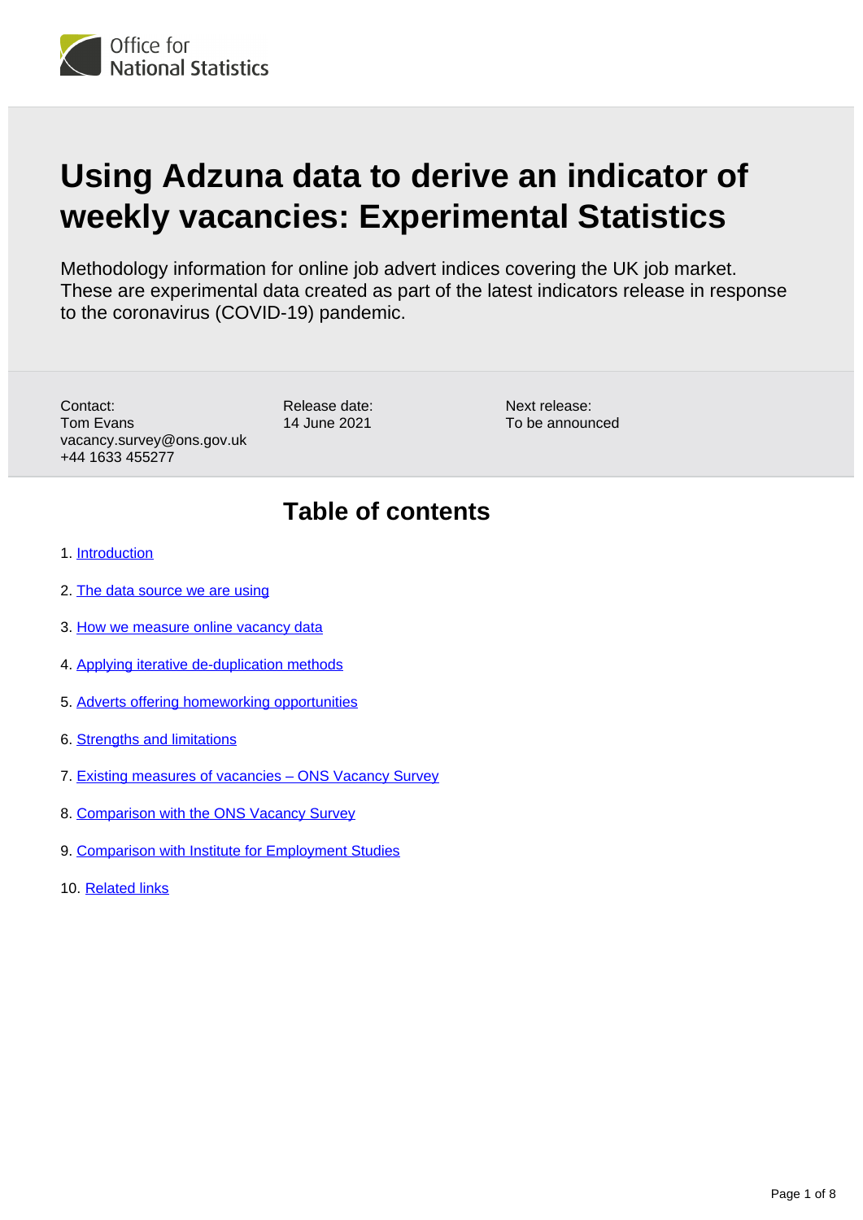Office for National Statistics

# Using Adzuna data to derive an indicator of weekly vacancies: Experimental Statistics

Methodology information for online job advert indices covering the UK job market. These are experimental data created as part of the latest indicators release in response to the coronavirus (COVID-19) pandemic.

Contact:
Tom Evans
vacancy.survey@ons.gov.uk
+44 1633 455277

Release date:
14 June 2021

Next release:
To be announced

## Table of contents

1. Introduction
2. The data source we are using
3. How we measure online vacancy data
4. Applying iterative de-duplication methods
5. Adverts offering homeworking opportunities
6. Strengths and limitations
7. Existing measures of vacancies – ONS Vacancy Survey
8. Comparison with the ONS Vacancy Survey
9. Comparison with Institute for Employment Studies
10. Related links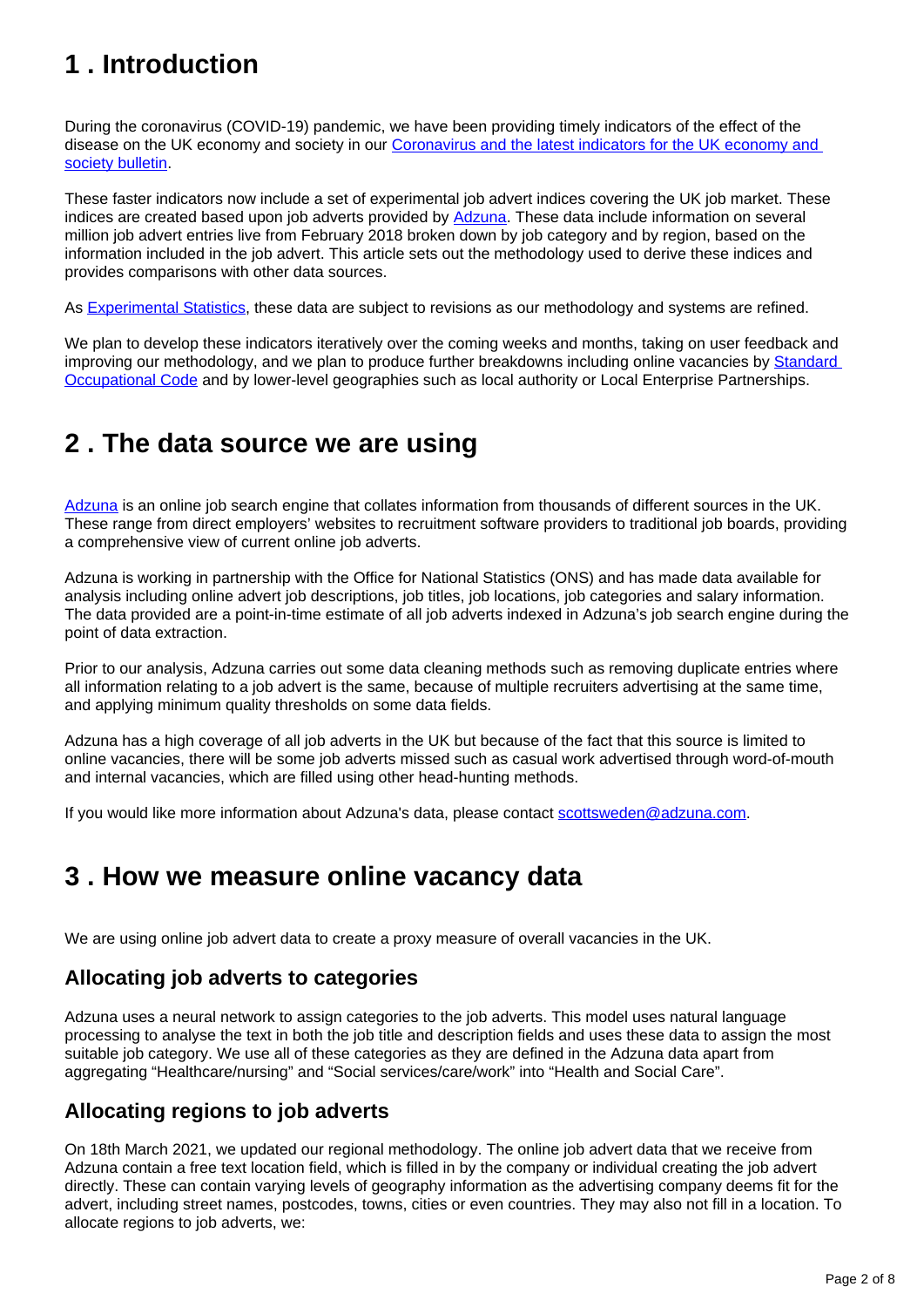## 1 . Introduction

During the coronavirus (COVID-19) pandemic, we have been providing timely indicators of the effect of the disease on the UK economy and society in our [Coronavirus and the latest indicators for the UK economy and society bulletin](#).

These faster indicators now include a set of experimental job advert indices covering the UK job market. These indices are created based upon job adverts provided by [Adzuna](#). These data include information on several million job advert entries live from February 2018 broken down by job category and by region, based on the information included in the job advert. This article sets out the methodology used to derive these indices and provides comparisons with other data sources.

As [Experimental Statistics](#), these data are subject to revisions as our methodology and systems are refined.

We plan to develop these indicators iteratively over the coming weeks and months, taking on user feedback and improving our methodology, and we plan to produce further breakdowns including online vacancies by [Standard Occupational Code](#) and by lower-level geographies such as local authority or Local Enterprise Partnerships.

## 2 . The data source we are using

[Adzuna](#) is an online job search engine that collates information from thousands of different sources in the UK. These range from direct employers' websites to recruitment software providers to traditional job boards, providing a comprehensive view of current online job adverts.

Adzuna is working in partnership with the Office for National Statistics (ONS) and has made data available for analysis including online advert job descriptions, job titles, job locations, job categories and salary information. The data provided are a point-in-time estimate of all job adverts indexed in Adzuna's job search engine during the point of data extraction.

Prior to our analysis, Adzuna carries out some data cleaning methods such as removing duplicate entries where all information relating to a job advert is the same, because of multiple recruiters advertising at the same time, and applying minimum quality thresholds on some data fields.

Adzuna has a high coverage of all job adverts in the UK but because of the fact that this source is limited to online vacancies, there will be some job adverts missed such as casual work advertised through word-of-mouth and internal vacancies, which are filled using other head-hunting methods.

If you would like more information about Adzuna's data, please contact [scottsweden@adzuna.com](mailto:scottsweden@adzuna.com).

## 3 . How we measure online vacancy data

We are using online job advert data to create a proxy measure of overall vacancies in the UK.

### Allocating job adverts to categories

Adzuna uses a neural network to assign categories to the job adverts. This model uses natural language processing to analyse the text in both the job title and description fields and uses these data to assign the most suitable job category. We use all of these categories as they are defined in the Adzuna data apart from aggregating "Healthcare/nursing" and "Social services/care/work" into "Health and Social Care".

### Allocating regions to job adverts

On 18th March 2021, we updated our regional methodology. The online job advert data that we receive from Adzuna contain a free text location field, which is filled in by the company or individual creating the job advert directly. These can contain varying levels of geography information as the advertising company deems fit for the advert, including street names, postcodes, towns, cities or even countries. They may also not fill in a location. To allocate regions to job adverts, we: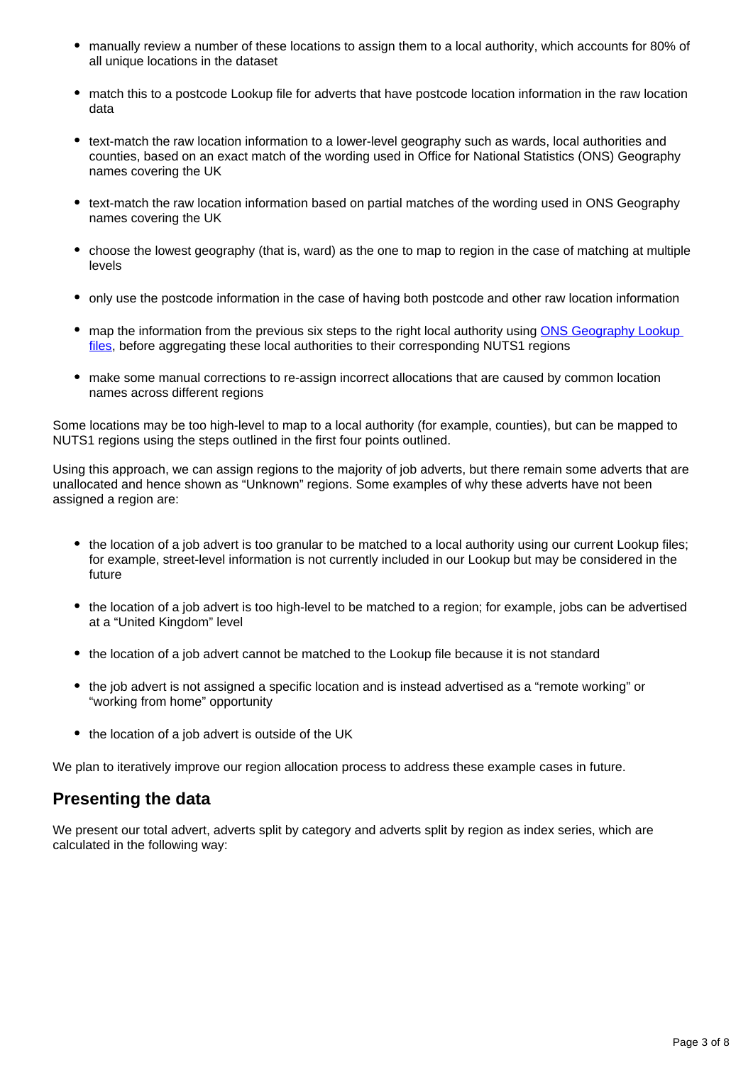- manually review a number of these locations to assign them to a local authority, which accounts for 80% of all unique locations in the dataset
- match this to a postcode Lookup file for adverts that have postcode location information in the raw location data
- text-match the raw location information to a lower-level geography such as wards, local authorities and counties, based on an exact match of the wording used in Office for National Statistics (ONS) Geography names covering the UK
- text-match the raw location information based on partial matches of the wording used in ONS Geography names covering the UK
- choose the lowest geography (that is, ward) as the one to map to region in the case of matching at multiple levels
- only use the postcode information in the case of having both postcode and other raw location information
- map the information from the previous six steps to the right local authority using [ONS Geography Lookup files](), before aggregating these local authorities to their corresponding NUTS1 regions
- make some manual corrections to re-assign incorrect allocations that are caused by common location names across different regions

Some locations may be too high-level to map to a local authority (for example, counties), but can be mapped to NUTS1 regions using the steps outlined in the first four points outlined.

Using this approach, we can assign regions to the majority of job adverts, but there remain some adverts that are unallocated and hence shown as "Unknown" regions. Some examples of why these adverts have not been assigned a region are:

- the location of a job advert is too granular to be matched to a local authority using our current Lookup files; for example, street-level information is not currently included in our Lookup but may be considered in the future
- the location of a job advert is too high-level to be matched to a region; for example, jobs can be advertised at a "United Kingdom" level
- the location of a job advert cannot be matched to the Lookup file because it is not standard
- the job advert is not assigned a specific location and is instead advertised as a "remote working" or "working from home" opportunity
- the location of a job advert is outside of the UK

We plan to iteratively improve our region allocation process to address these example cases in future.

## Presenting the data

We present our total advert, adverts split by category and adverts split by region as index series, which are calculated in the following way: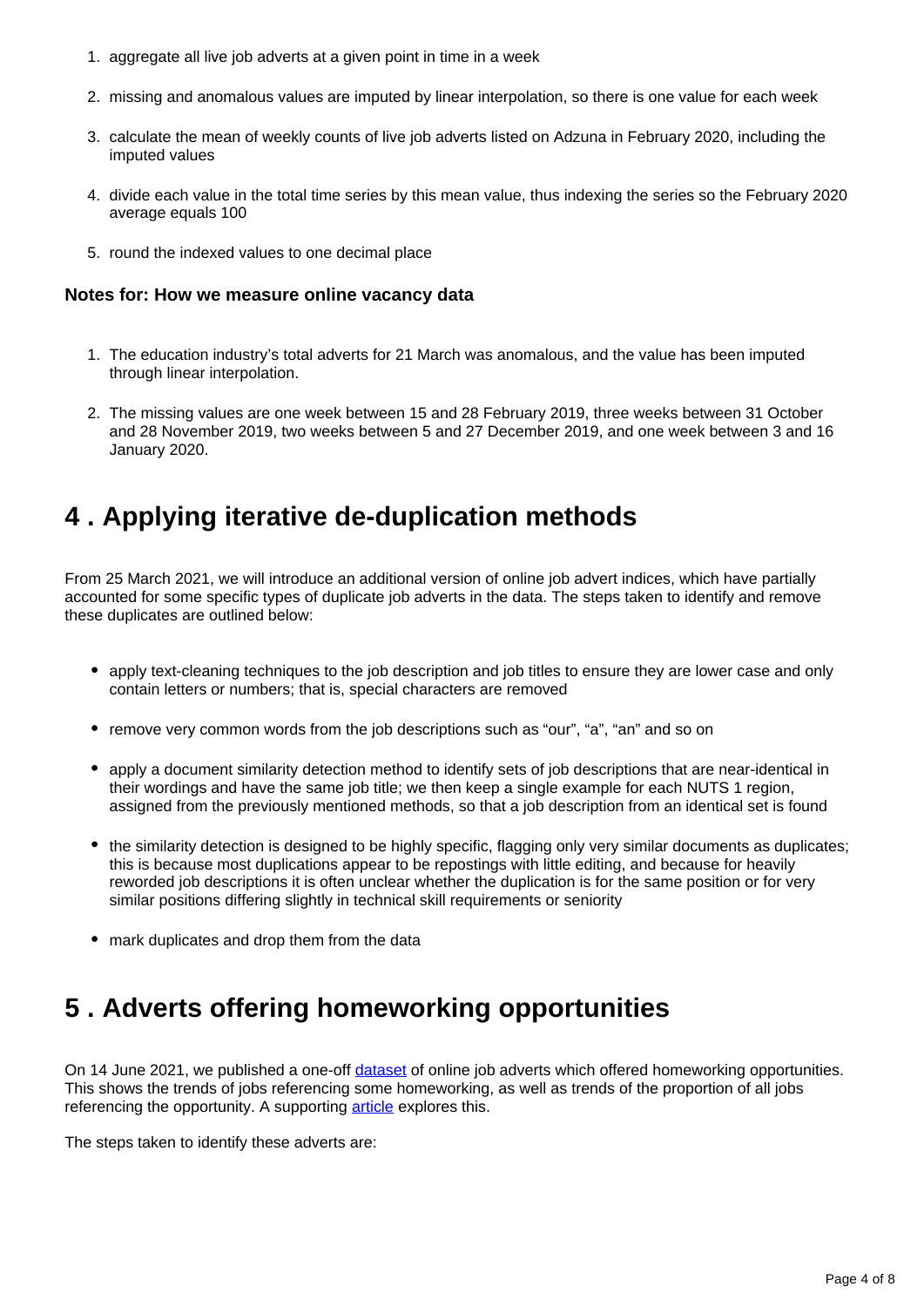1. aggregate all live job adverts at a given point in time in a week
2. missing and anomalous values are imputed by linear interpolation, so there is one value for each week
3. calculate the mean of weekly counts of live job adverts listed on Adzuna in February 2020, including the imputed values
4. divide each value in the total time series by this mean value, thus indexing the series so the February 2020 average equals 100
5. round the indexed values to one decimal place

### Notes for: How we measure online vacancy data

1. The education industry's total adverts for 21 March was anomalous, and the value has been imputed through linear interpolation.
2. The missing values are one week between 15 and 28 February 2019, three weeks between 31 October and 28 November 2019, two weeks between 5 and 27 December 2019, and one week between 3 and 16 January 2020.

## 4 . Applying iterative de-duplication methods

From 25 March 2021, we will introduce an additional version of online job advert indices, which have partially accounted for some specific types of duplicate job adverts in the data. The steps taken to identify and remove these duplicates are outlined below:

- apply text-cleaning techniques to the job description and job titles to ensure they are lower case and only contain letters or numbers; that is, special characters are removed
- remove very common words from the job descriptions such as "our", "a", "an" and so on
- apply a document similarity detection method to identify sets of job descriptions that are near-identical in their wordings and have the same job title; we then keep a single example for each NUTS 1 region, assigned from the previously mentioned methods, so that a job description from an identical set is found
- the similarity detection is designed to be highly specific, flagging only very similar documents as duplicates; this is because most duplications appear to be repostings with little editing, and because for heavily reworded job descriptions it is often unclear whether the duplication is for the same position or for very similar positions differing slightly in technical skill requirements or seniority
- mark duplicates and drop them from the data

## 5 . Adverts offering homeworking opportunities

On 14 June 2021, we published a one-off [dataset](#) of online job adverts which offered homeworking opportunities. This shows the trends of jobs referencing some homeworking, as well as trends of the proportion of all jobs referencing the opportunity. A supporting [article](#) explores this.

The steps taken to identify these adverts are: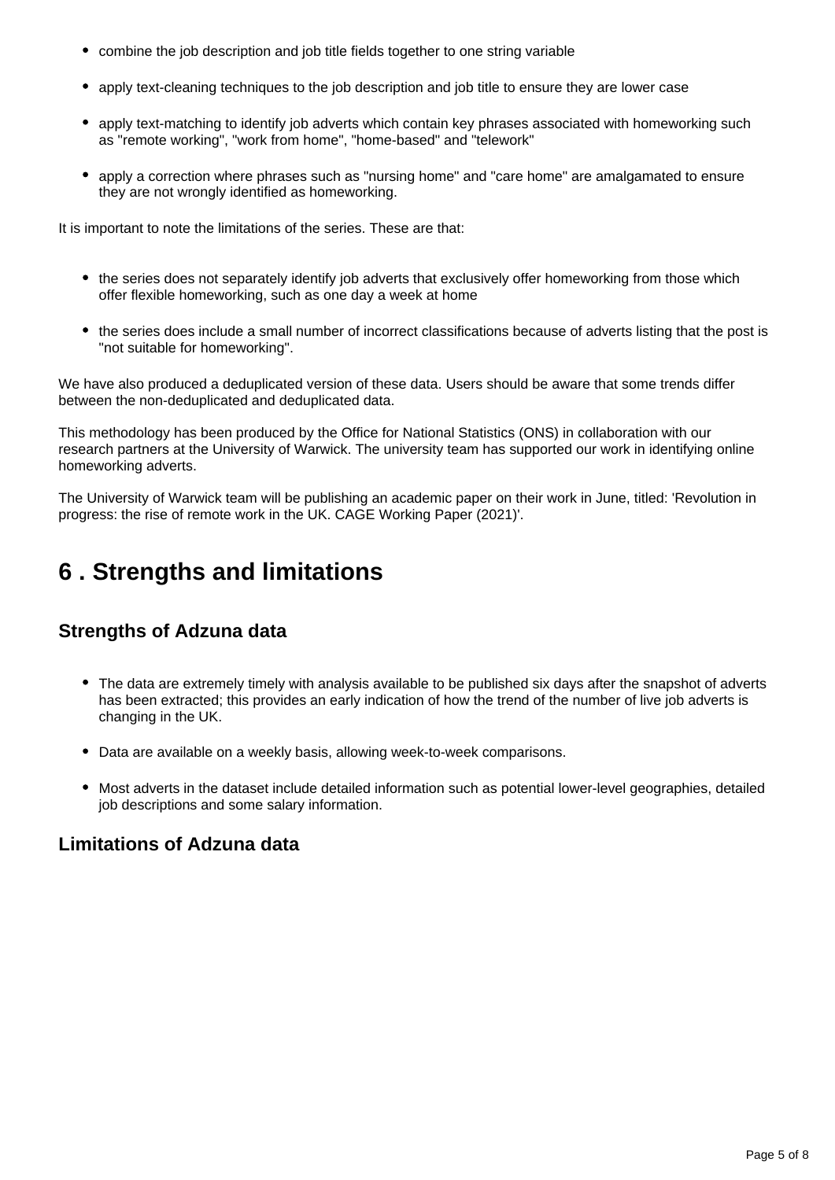- combine the job description and job title fields together to one string variable
- apply text-cleaning techniques to the job description and job title to ensure they are lower case
- apply text-matching to identify job adverts which contain key phrases associated with homeworking such as "remote working", "work from home", "home-based" and "telework"
- apply a correction where phrases such as "nursing home" and "care home" are amalgamated to ensure they are not wrongly identified as homeworking.

It is important to note the limitations of the series. These are that:

- the series does not separately identify job adverts that exclusively offer homeworking from those which offer flexible homeworking, such as one day a week at home
- the series does include a small number of incorrect classifications because of adverts listing that the post is "not suitable for homeworking".

We have also produced a deduplicated version of these data. Users should be aware that some trends differ between the non-deduplicated and deduplicated data.

This methodology has been produced by the Office for National Statistics (ONS) in collaboration with our research partners at the University of Warwick. The university team has supported our work in identifying online homeworking adverts.

The University of Warwick team will be publishing an academic paper on their work in June, titled: 'Revolution in progress: the rise of remote work in the UK. CAGE Working Paper (2021)'.

## 6 . Strengths and limitations

### Strengths of Adzuna data

- The data are extremely timely with analysis available to be published six days after the snapshot of adverts has been extracted; this provides an early indication of how the trend of the number of live job adverts is changing in the UK.
- Data are available on a weekly basis, allowing week-to-week comparisons.
- Most adverts in the dataset include detailed information such as potential lower-level geographies, detailed job descriptions and some salary information.

### Limitations of Adzuna data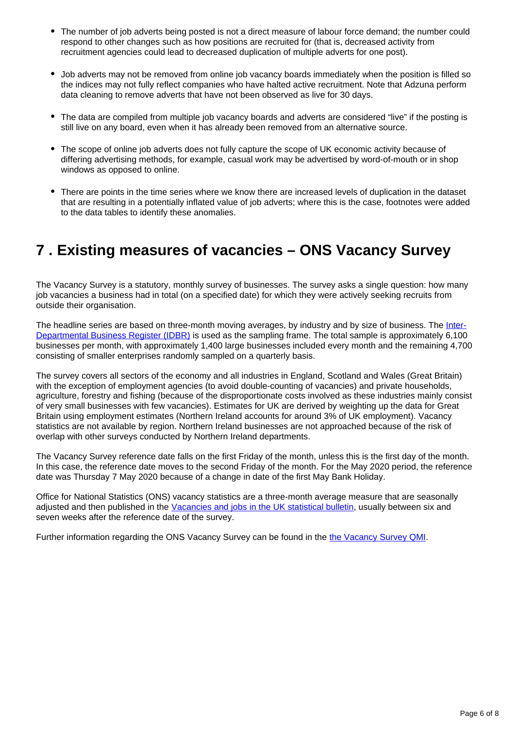- The number of job adverts being posted is not a direct measure of labour force demand; the number could respond to other changes such as how positions are recruited for (that is, decreased activity from recruitment agencies could lead to decreased duplication of multiple adverts for one post).
- Job adverts may not be removed from online job vacancy boards immediately when the position is filled so the indices may not fully reflect companies who have halted active recruitment. Note that Adzuna perform data cleaning to remove adverts that have not been observed as live for 30 days.
- The data are compiled from multiple job vacancy boards and adverts are considered "live" if the posting is still live on any board, even when it has already been removed from an alternative source.
- The scope of online job adverts does not fully capture the scope of UK economic activity because of differing advertising methods, for example, casual work may be advertised by word-of-mouth or in shop windows as opposed to online.
- There are points in the time series where we know there are increased levels of duplication in the dataset that are resulting in a potentially inflated value of job adverts; where this is the case, footnotes were added to the data tables to identify these anomalies.

## 7 . Existing measures of vacancies – ONS Vacancy Survey

The Vacancy Survey is a statutory, monthly survey of businesses. The survey asks a single question: how many job vacancies a business had in total (on a specified date) for which they were actively seeking recruits from outside their organisation.

The headline series are based on three-month moving averages, by industry and by size of business. The Inter-Departmental Business Register (IDBR) is used as the sampling frame. The total sample is approximately 6,100 businesses per month, with approximately 1,400 large businesses included every month and the remaining 4,700 consisting of smaller enterprises randomly sampled on a quarterly basis.

The survey covers all sectors of the economy and all industries in England, Scotland and Wales (Great Britain) with the exception of employment agencies (to avoid double-counting of vacancies) and private households, agriculture, forestry and fishing (because of the disproportionate costs involved as these industries mainly consist of very small businesses with few vacancies). Estimates for UK are derived by weighting up the data for Great Britain using employment estimates (Northern Ireland accounts for around 3% of UK employment). Vacancy statistics are not available by region. Northern Ireland businesses are not approached because of the risk of overlap with other surveys conducted by Northern Ireland departments.

The Vacancy Survey reference date falls on the first Friday of the month, unless this is the first day of the month. In this case, the reference date moves to the second Friday of the month. For the May 2020 period, the reference date was Thursday 7 May 2020 because of a change in date of the first May Bank Holiday.

Office for National Statistics (ONS) vacancy statistics are a three-month average measure that are seasonally adjusted and then published in the Vacancies and jobs in the UK statistical bulletin, usually between six and seven weeks after the reference date of the survey.

Further information regarding the ONS Vacancy Survey can be found in the the Vacancy Survey QMI.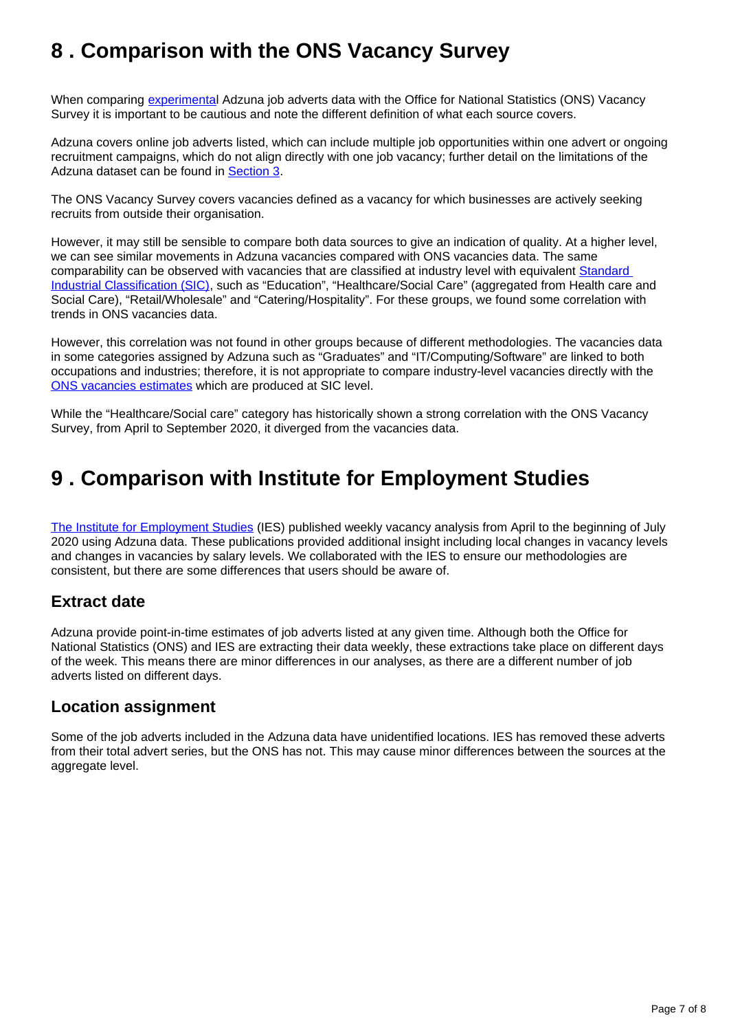## 8 . Comparison with the ONS Vacancy Survey

When comparing [experimental](#) Adzuna job adverts data with the Office for National Statistics (ONS) Vacancy Survey it is important to be cautious and note the different definition of what each source covers.

Adzuna covers online job adverts listed, which can include multiple job opportunities within one advert or ongoing recruitment campaigns, which do not align directly with one job vacancy; further detail on the limitations of the Adzuna dataset can be found in [Section 3](#).

The ONS Vacancy Survey covers vacancies defined as a vacancy for which businesses are actively seeking recruits from outside their organisation.

However, it may still be sensible to compare both data sources to give an indication of quality. At a higher level, we can see similar movements in Adzuna vacancies compared with ONS vacancies data. The same comparability can be observed with vacancies that are classified at industry level with equivalent [Standard Industrial Classification (SIC)](#), such as "Education", "Healthcare/Social Care" (aggregated from Health care and Social Care), "Retail/Wholesale" and "Catering/Hospitality". For these groups, we found some correlation with trends in ONS vacancies data.

However, this correlation was not found in other groups because of different methodologies. The vacancies data in some categories assigned by Adzuna such as "Graduates" and "IT/Computing/Software" are linked to both occupations and industries; therefore, it is not appropriate to compare industry-level vacancies directly with the [ONS vacancies estimates](#) which are produced at SIC level.

While the "Healthcare/Social care" category has historically shown a strong correlation with the ONS Vacancy Survey, from April to September 2020, it diverged from the vacancies data.

## 9 . Comparison with Institute for Employment Studies

[The Institute for Employment Studies](#) (IES) published weekly vacancy analysis from April to the beginning of July 2020 using Adzuna data. These publications provided additional insight including local changes in vacancy levels and changes in vacancies by salary levels. We collaborated with the IES to ensure our methodologies are consistent, but there are some differences that users should be aware of.

### Extract date

Adzuna provide point-in-time estimates of job adverts listed at any given time. Although both the Office for National Statistics (ONS) and IES are extracting their data weekly, these extractions take place on different days of the week. This means there are minor differences in our analyses, as there are a different number of job adverts listed on different days.

### Location assignment

Some of the job adverts included in the Adzuna data have unidentified locations. IES has removed these adverts from their total advert series, but the ONS has not. This may cause minor differences between the sources at the aggregate level.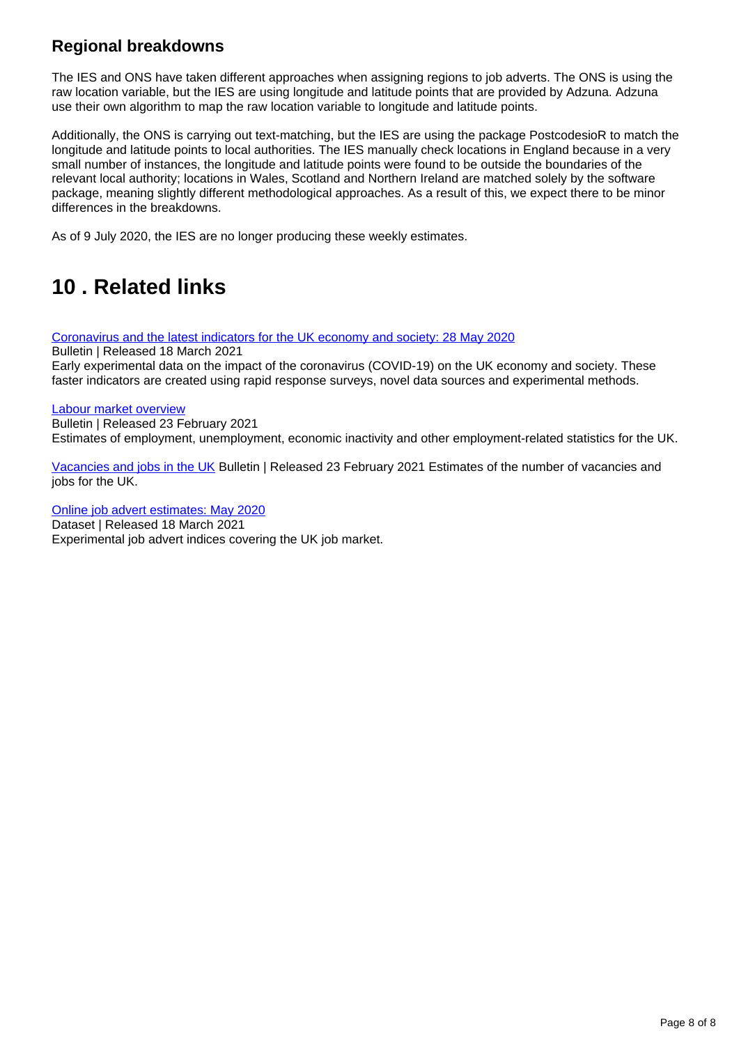### Regional breakdowns

The IES and ONS have taken different approaches when assigning regions to job adverts. The ONS is using the raw location variable, but the IES are using longitude and latitude points that are provided by Adzuna. Adzuna use their own algorithm to map the raw location variable to longitude and latitude points.

Additionally, the ONS is carrying out text-matching, but the IES are using the package PostcodesioR to match the longitude and latitude points to local authorities. The IES manually check locations in England because in a very small number of instances, the longitude and latitude points were found to be outside the boundaries of the relevant local authority; locations in Wales, Scotland and Northern Ireland are matched solely by the software package, meaning slightly different methodological approaches. As a result of this, we expect there to be minor differences in the breakdowns.

As of 9 July 2020, the IES are no longer producing these weekly estimates.

## 10 . Related links

Coronavirus and the latest indicators for the UK economy and society: 28 May 2020
Bulletin | Released 18 March 2021
Early experimental data on the impact of the coronavirus (COVID-19) on the UK economy and society. These faster indicators are created using rapid response surveys, novel data sources and experimental methods.

Labour market overview
Bulletin | Released 23 February 2021
Estimates of employment, unemployment, economic inactivity and other employment-related statistics for the UK.

Vacancies and jobs in the UK Bulletin | Released 23 February 2021 Estimates of the number of vacancies and jobs for the UK.

Online job advert estimates: May 2020
Dataset | Released 18 March 2021
Experimental job advert indices covering the UK job market.